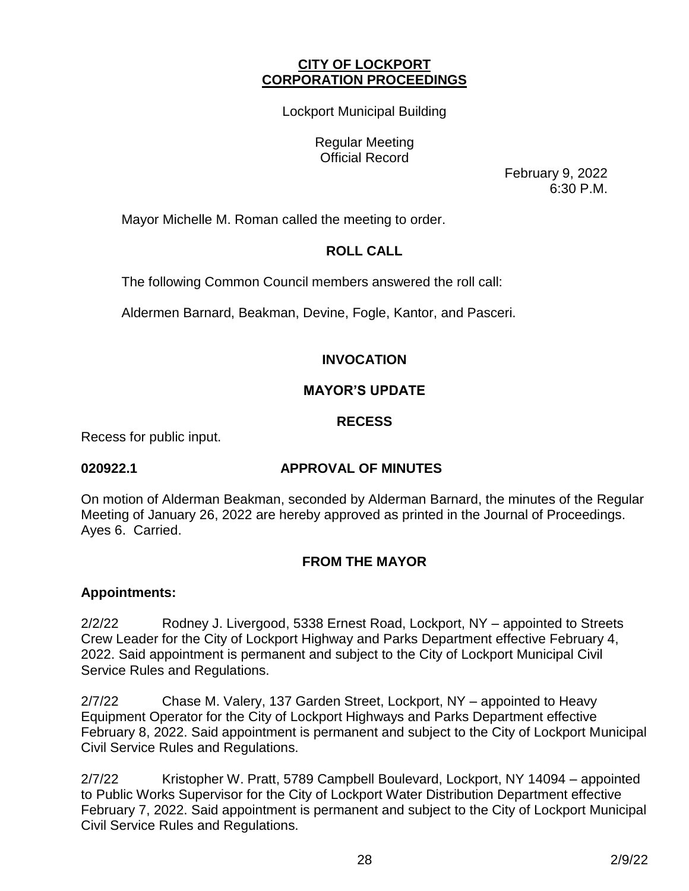# CITY OF LOCKPORT
# CORPORATION PROCEEDINGS

Lockport Municipal Building

Regular Meeting
Official Record

February 9, 2022
6:30 P.M.

Mayor Michelle M. Roman called the meeting to order.

## ROLL CALL

The following Common Council members answered the roll call:

Aldermen Barnard, Beakman, Devine, Fogle, Kantor, and Pasceri.

## INVOCATION

## MAYOR'S UPDATE

## RECESS

Recess for public input.

**020922.1 APPROVAL OF MINUTES**

On motion of Alderman Beakman, seconded by Alderman Barnard, the minutes of the Regular Meeting of January 26, 2022 are hereby approved as printed in the Journal of Proceedings. Ayes 6. Carried.

## FROM THE MAYOR

**Appointments:**

2/2/22 Rodney J. Livergood, 5338 Ernest Road, Lockport, NY – appointed to Streets Crew Leader for the City of Lockport Highway and Parks Department effective February 4, 2022. Said appointment is permanent and subject to the City of Lockport Municipal Civil Service Rules and Regulations.

2/7/22 Chase M. Valery, 137 Garden Street, Lockport, NY – appointed to Heavy Equipment Operator for the City of Lockport Highways and Parks Department effective February 8, 2022. Said appointment is permanent and subject to the City of Lockport Municipal Civil Service Rules and Regulations.

2/7/22 Kristopher W. Pratt, 5789 Campbell Boulevard, Lockport, NY 14094 – appointed to Public Works Supervisor for the City of Lockport Water Distribution Department effective February 7, 2022. Said appointment is permanent and subject to the City of Lockport Municipal Civil Service Rules and Regulations.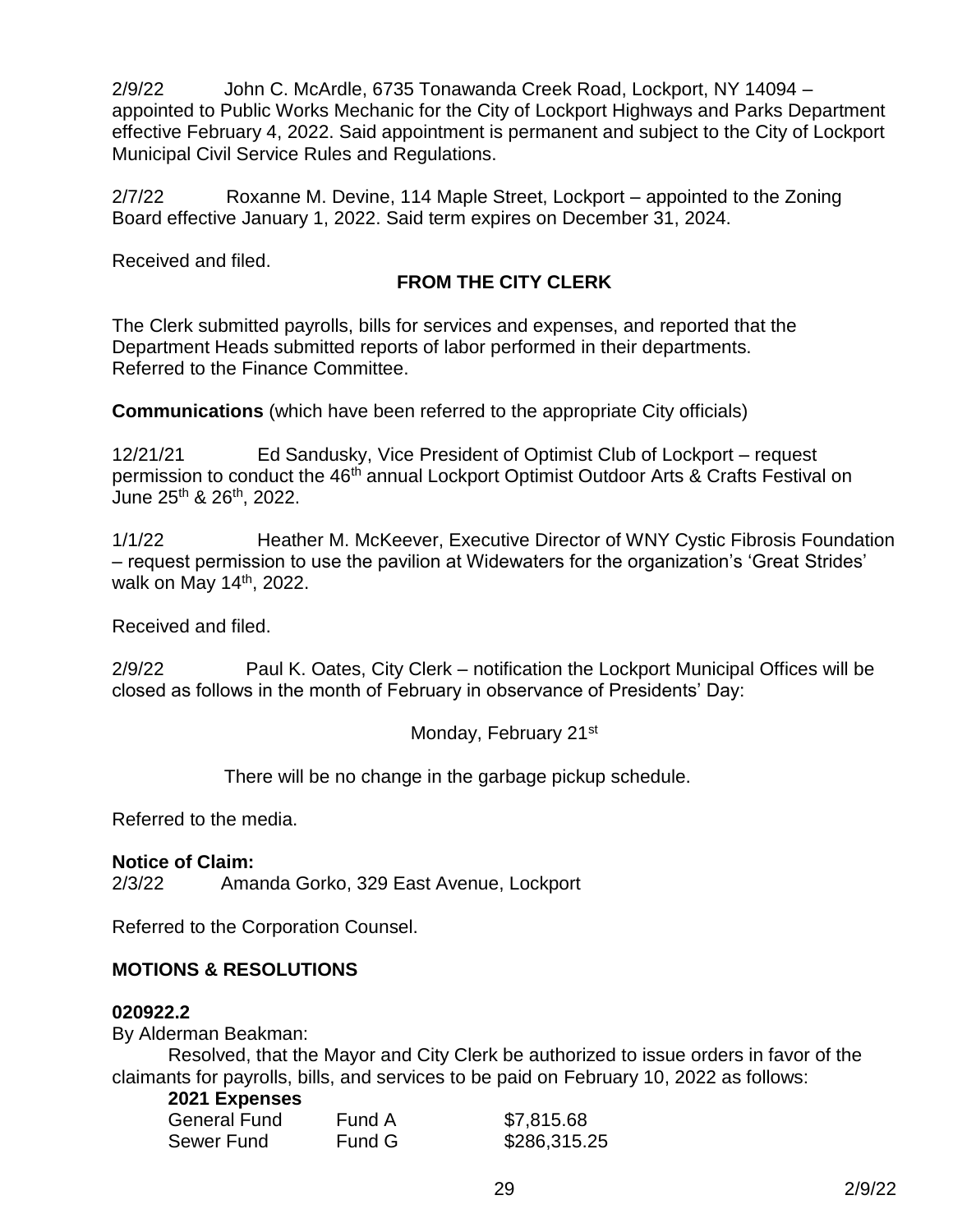2/9/22 John C. McArdle, 6735 Tonawanda Creek Road, Lockport, NY 14094 – appointed to Public Works Mechanic for the City of Lockport Highways and Parks Department effective February 4, 2022. Said appointment is permanent and subject to the City of Lockport Municipal Civil Service Rules and Regulations.

2/7/22 Roxanne M. Devine, 114 Maple Street, Lockport – appointed to the Zoning Board effective January 1, 2022. Said term expires on December 31, 2024.

Received and filed.

## FROM THE CITY CLERK

The Clerk submitted payrolls, bills for services and expenses, and reported that the Department Heads submitted reports of labor performed in their departments.
Referred to the Finance Committee.

**Communications** (which have been referred to the appropriate City officials)

12/21/21 Ed Sandusky, Vice President of Optimist Club of Lockport – request permission to conduct the 46th annual Lockport Optimist Outdoor Arts & Crafts Festival on June 25th & 26th, 2022.

1/1/22 Heather M. McKeever, Executive Director of WNY Cystic Fibrosis Foundation – request permission to use the pavilion at Widewaters for the organization's 'Great Strides' walk on May 14th, 2022.

Received and filed.

2/9/22 Paul K. Oates, City Clerk – notification the Lockport Municipal Offices will be closed as follows in the month of February in observance of Presidents' Day:

Monday, February 21st

There will be no change in the garbage pickup schedule.

Referred to the media.

**Notice of Claim:**
2/3/22 Amanda Gorko, 329 East Avenue, Lockport

Referred to the Corporation Counsel.

## MOTIONS & RESOLUTIONS

**020922.2**
By Alderman Beakman:
Resolved, that the Mayor and City Clerk be authorized to issue orders in favor of the claimants for payrolls, bills, and services to be paid on February 10, 2022 as follows:

**2021 Expenses**

| | | |
|---|---|---|
| General Fund | Fund A | $7,815.68 |
| Sewer Fund | Fund G | $286,315.25 |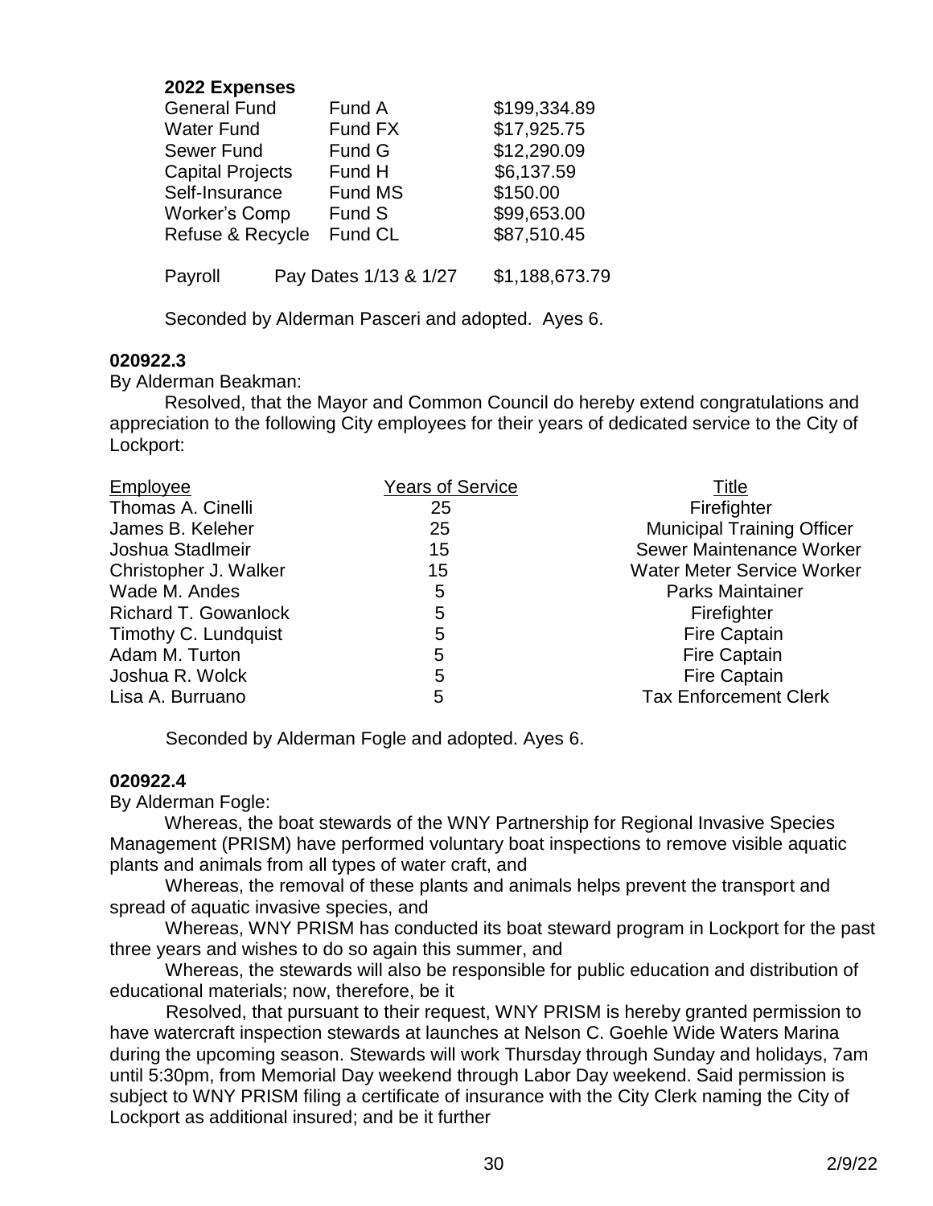**2022 Expenses**

| | | |
|---|---|---|
| General Fund | Fund A | $199,334.89 |
| Water Fund | Fund FX | $17,925.75 |
| Sewer Fund | Fund G | $12,290.09 |
| Capital Projects | Fund H | $6,137.59 |
| Self-Insurance | Fund MS | $150.00 |
| Worker's Comp | Fund S | $99,653.00 |
| Refuse & Recycle | Fund CL | $87,510.45 |

| | | |
|---|---|---|
| Payroll | Pay Dates 1/13 & 1/27 | $1,188,673.79 |

Seconded by Alderman Pasceri and adopted. Ayes 6.

**020922.3**

By Alderman Beakman:

Resolved, that the Mayor and Common Council do hereby extend congratulations and appreciation to the following City employees for their years of dedicated service to the City of Lockport:

| Employee | Years of Service | Title |
|---|---|---|
| Thomas A. Cinelli | 25 | Firefighter |
| James B. Keleher | 25 | Municipal Training Officer |
| Joshua Stadlmeir | 15 | Sewer Maintenance Worker |
| Christopher J. Walker | 15 | Water Meter Service Worker |
| Wade M. Andes | 5 | Parks Maintainer |
| Richard T. Gowanlock | 5 | Firefighter |
| Timothy C. Lundquist | 5 | Fire Captain |
| Adam M. Turton | 5 | Fire Captain |
| Joshua R. Wolck | 5 | Fire Captain |
| Lisa A. Burruano | 5 | Tax Enforcement Clerk |

Seconded by Alderman Fogle and adopted. Ayes 6.

**020922.4**

By Alderman Fogle:

Whereas, the boat stewards of the WNY Partnership for Regional Invasive Species Management (PRISM) have performed voluntary boat inspections to remove visible aquatic plants and animals from all types of water craft, and

Whereas, the removal of these plants and animals helps prevent the transport and spread of aquatic invasive species, and

Whereas, WNY PRISM has conducted its boat steward program in Lockport for the past three years and wishes to do so again this summer, and

Whereas, the stewards will also be responsible for public education and distribution of educational materials; now, therefore, be it

Resolved, that pursuant to their request, WNY PRISM is hereby granted permission to have watercraft inspection stewards at launches at Nelson C. Goehle Wide Waters Marina during the upcoming season. Stewards will work Thursday through Sunday and holidays, 7am until 5:30pm, from Memorial Day weekend through Labor Day weekend. Said permission is subject to WNY PRISM filing a certificate of insurance with the City Clerk naming the City of Lockport as additional insured; and be it further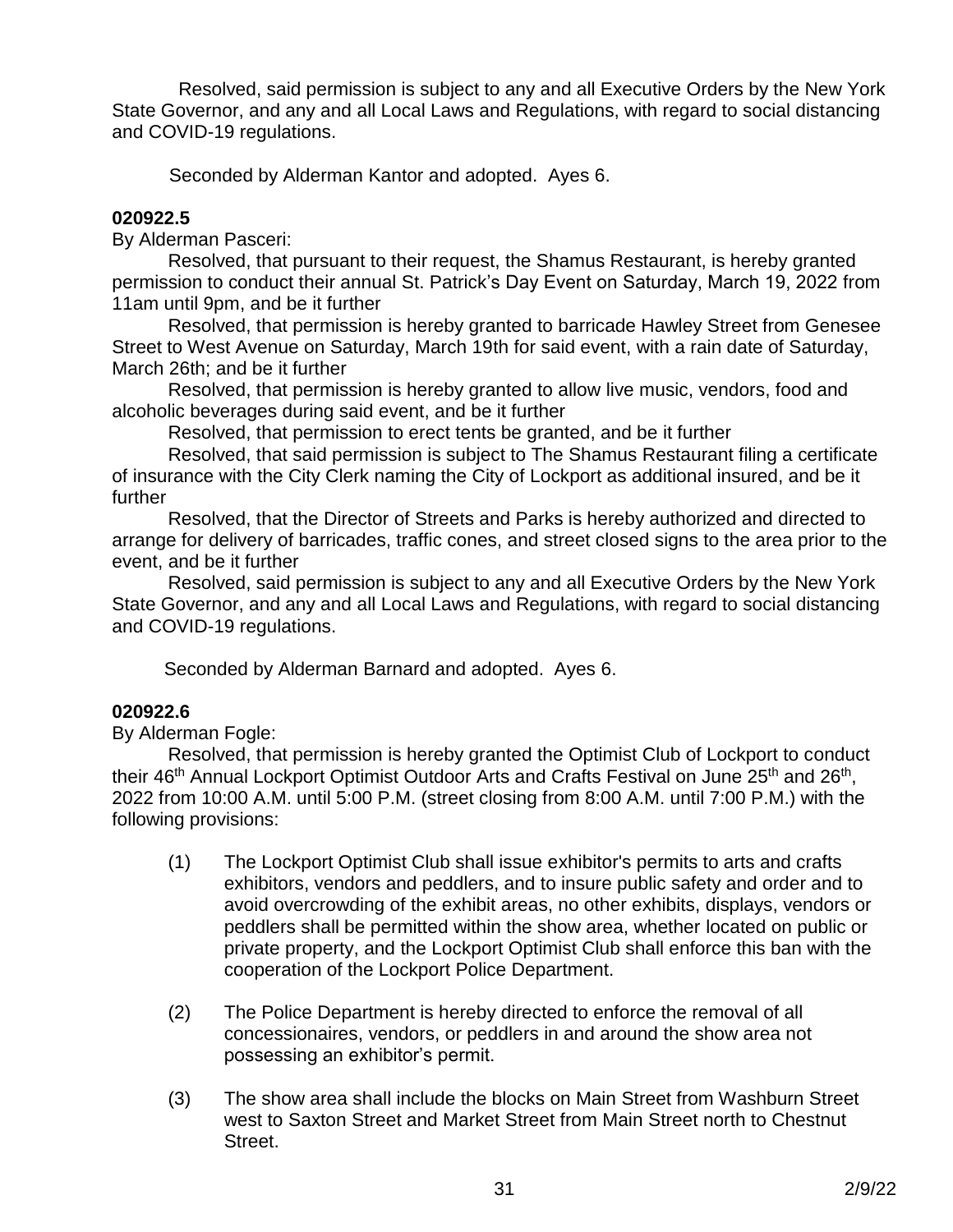Resolved, said permission is subject to any and all Executive Orders by the New York State Governor, and any and all Local Laws and Regulations, with regard to social distancing and COVID-19 regulations.

Seconded by Alderman Kantor and adopted. Ayes 6.

**020922.5**

By Alderman Pasceri:

Resolved, that pursuant to their request, the Shamus Restaurant, is hereby granted permission to conduct their annual St. Patrick's Day Event on Saturday, March 19, 2022 from 11am until 9pm, and be it further

Resolved, that permission is hereby granted to barricade Hawley Street from Genesee Street to West Avenue on Saturday, March 19th for said event, with a rain date of Saturday, March 26th; and be it further

Resolved, that permission is hereby granted to allow live music, vendors, food and alcoholic beverages during said event, and be it further

Resolved, that permission to erect tents be granted, and be it further

Resolved, that said permission is subject to The Shamus Restaurant filing a certificate of insurance with the City Clerk naming the City of Lockport as additional insured, and be it further

Resolved, that the Director of Streets and Parks is hereby authorized and directed to arrange for delivery of barricades, traffic cones, and street closed signs to the area prior to the event, and be it further

Resolved, said permission is subject to any and all Executive Orders by the New York State Governor, and any and all Local Laws and Regulations, with regard to social distancing and COVID-19 regulations.

Seconded by Alderman Barnard and adopted. Ayes 6.

**020922.6**

By Alderman Fogle:

Resolved, that permission is hereby granted the Optimist Club of Lockport to conduct their 46th Annual Lockport Optimist Outdoor Arts and Crafts Festival on June 25th and 26th, 2022 from 10:00 A.M. until 5:00 P.M. (street closing from 8:00 A.M. until 7:00 P.M.) with the following provisions:

(1) The Lockport Optimist Club shall issue exhibitor's permits to arts and crafts exhibitors, vendors and peddlers, and to insure public safety and order and to avoid overcrowding of the exhibit areas, no other exhibits, displays, vendors or peddlers shall be permitted within the show area, whether located on public or private property, and the Lockport Optimist Club shall enforce this ban with the cooperation of the Lockport Police Department.

(2) The Police Department is hereby directed to enforce the removal of all concessionaires, vendors, or peddlers in and around the show area not possessing an exhibitor's permit.

(3) The show area shall include the blocks on Main Street from Washburn Street west to Saxton Street and Market Street from Main Street north to Chestnut Street.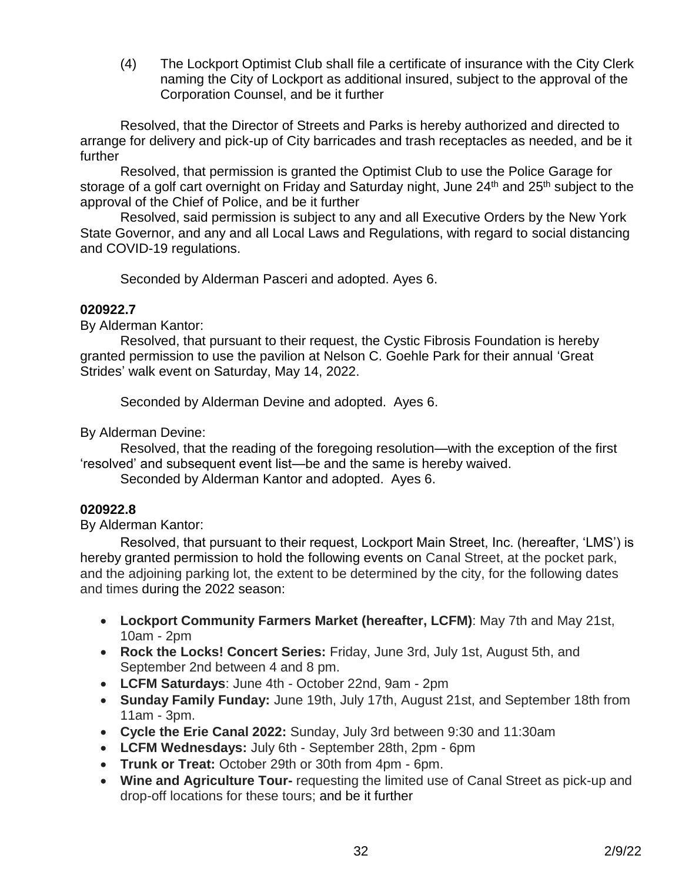(4) The Lockport Optimist Club shall file a certificate of insurance with the City Clerk naming the City of Lockport as additional insured, subject to the approval of the Corporation Counsel, and be it further

Resolved, that the Director of Streets and Parks is hereby authorized and directed to arrange for delivery and pick-up of City barricades and trash receptacles as needed, and be it further

Resolved, that permission is granted the Optimist Club to use the Police Garage for storage of a golf cart overnight on Friday and Saturday night, June 24th and 25th subject to the approval of the Chief of Police, and be it further

Resolved, said permission is subject to any and all Executive Orders by the New York State Governor, and any and all Local Laws and Regulations, with regard to social distancing and COVID-19 regulations.

Seconded by Alderman Pasceri and adopted. Ayes 6.

**020922.7**

By Alderman Kantor:

Resolved, that pursuant to their request, the Cystic Fibrosis Foundation is hereby granted permission to use the pavilion at Nelson C. Goehle Park for their annual 'Great Strides' walk event on Saturday, May 14, 2022.

Seconded by Alderman Devine and adopted. Ayes 6.

By Alderman Devine:

Resolved, that the reading of the foregoing resolution—with the exception of the first 'resolved' and subsequent event list—be and the same is hereby waived.

Seconded by Alderman Kantor and adopted. Ayes 6.

**020922.8**

By Alderman Kantor:

Resolved, that pursuant to their request, Lockport Main Street, Inc. (hereafter, 'LMS') is hereby granted permission to hold the following events on Canal Street, at the pocket park, and the adjoining parking lot, the extent to be determined by the city, for the following dates and times during the 2022 season:

- **Lockport Community Farmers Market (hereafter, LCFM)**: May 7th and May 21st, 10am - 2pm
- **Rock the Locks! Concert Series:** Friday, June 3rd, July 1st, August 5th, and September 2nd between 4 and 8 pm.
- **LCFM Saturdays**: June 4th - October 22nd, 9am - 2pm
- **Sunday Family Funday:** June 19th, July 17th, August 21st, and September 18th from 11am - 3pm.
- **Cycle the Erie Canal 2022:** Sunday, July 3rd between 9:30 and 11:30am
- **LCFM Wednesdays:** July 6th - September 28th, 2pm - 6pm
- **Trunk or Treat:** October 29th or 30th from 4pm - 6pm.
- **Wine and Agriculture Tour-** requesting the limited use of Canal Street as pick-up and drop-off locations for these tours; and be it further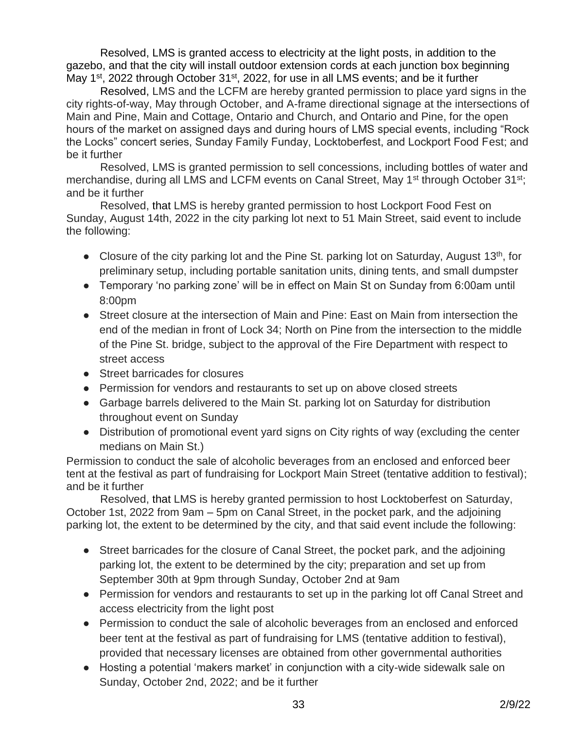Resolved, LMS is granted access to electricity at the light posts, in addition to the gazebo, and that the city will install outdoor extension cords at each junction box beginning May 1st, 2022 through October 31st, 2022, for use in all LMS events; and be it further

Resolved, LMS and the LCFM are hereby granted permission to place yard signs in the city rights-of-way, May through October, and A-frame directional signage at the intersections of Main and Pine, Main and Cottage, Ontario and Church, and Ontario and Pine, for the open hours of the market on assigned days and during hours of LMS special events, including "Rock the Locks" concert series, Sunday Family Funday, Locktoberfest, and Lockport Food Fest; and be it further

Resolved, LMS is granted permission to sell concessions, including bottles of water and merchandise, during all LMS and LCFM events on Canal Street, May 1st through October 31st; and be it further

Resolved, that LMS is hereby granted permission to host Lockport Food Fest on Sunday, August 14th, 2022 in the city parking lot next to 51 Main Street, said event to include the following:

- Closure of the city parking lot and the Pine St. parking lot on Saturday, August 13th, for preliminary setup, including portable sanitation units, dining tents, and small dumpster
- Temporary 'no parking zone' will be in effect on Main St on Sunday from 6:00am until 8:00pm
- Street closure at the intersection of Main and Pine: East on Main from intersection the end of the median in front of Lock 34; North on Pine from the intersection to the middle of the Pine St. bridge, subject to the approval of the Fire Department with respect to street access
- Street barricades for closures
- Permission for vendors and restaurants to set up on above closed streets
- Garbage barrels delivered to the Main St. parking lot on Saturday for distribution throughout event on Sunday
- Distribution of promotional event yard signs on City rights of way (excluding the center medians on Main St.)

Permission to conduct the sale of alcoholic beverages from an enclosed and enforced beer tent at the festival as part of fundraising for Lockport Main Street (tentative addition to festival); and be it further

Resolved, that LMS is hereby granted permission to host Locktoberfest on Saturday, October 1st, 2022 from 9am – 5pm on Canal Street, in the pocket park, and the adjoining parking lot, the extent to be determined by the city, and that said event include the following:

- Street barricades for the closure of Canal Street, the pocket park, and the adjoining parking lot, the extent to be determined by the city; preparation and set up from September 30th at 9pm through Sunday, October 2nd at 9am
- Permission for vendors and restaurants to set up in the parking lot off Canal Street and access electricity from the light post
- Permission to conduct the sale of alcoholic beverages from an enclosed and enforced beer tent at the festival as part of fundraising for LMS (tentative addition to festival), provided that necessary licenses are obtained from other governmental authorities
- Hosting a potential 'makers market' in conjunction with a city-wide sidewalk sale on Sunday, October 2nd, 2022; and be it further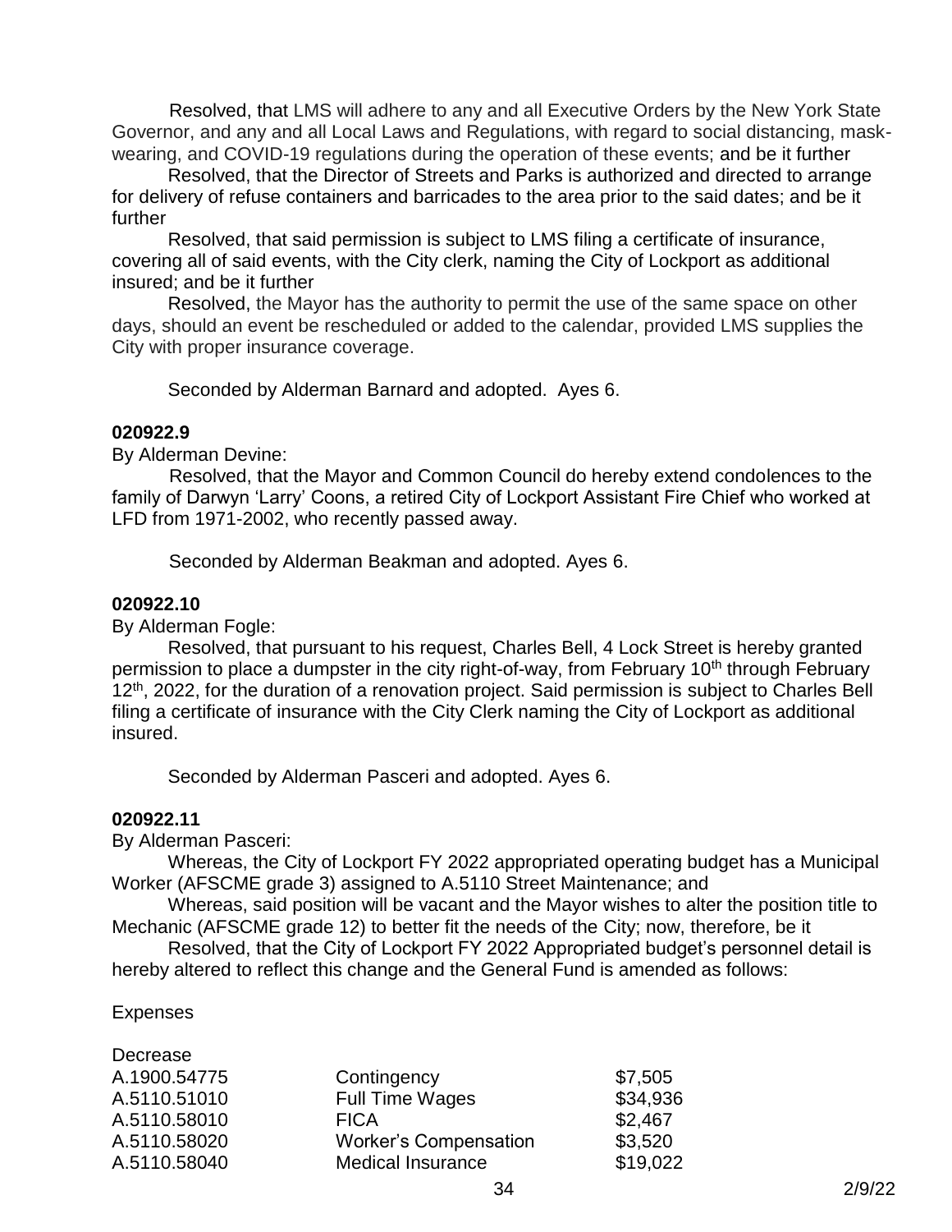Resolved, that LMS will adhere to any and all Executive Orders by the New York State Governor, and any and all Local Laws and Regulations, with regard to social distancing, mask-wearing, and COVID-19 regulations during the operation of these events; and be it further

Resolved, that the Director of Streets and Parks is authorized and directed to arrange for delivery of refuse containers and barricades to the area prior to the said dates; and be it further

Resolved, that said permission is subject to LMS filing a certificate of insurance, covering all of said events, with the City clerk, naming the City of Lockport as additional insured; and be it further

Resolved, the Mayor has the authority to permit the use of the same space on other days, should an event be rescheduled or added to the calendar, provided LMS supplies the City with proper insurance coverage.

Seconded by Alderman Barnard and adopted. Ayes 6.

**020922.9**

By Alderman Devine:

Resolved, that the Mayor and Common Council do hereby extend condolences to the family of Darwyn 'Larry' Coons, a retired City of Lockport Assistant Fire Chief who worked at LFD from 1971-2002, who recently passed away.

Seconded by Alderman Beakman and adopted. Ayes 6.

**020922.10**

By Alderman Fogle:

Resolved, that pursuant to his request, Charles Bell, 4 Lock Street is hereby granted permission to place a dumpster in the city right-of-way, from February 10th through February 12th, 2022, for the duration of a renovation project. Said permission is subject to Charles Bell filing a certificate of insurance with the City Clerk naming the City of Lockport as additional insured.

Seconded by Alderman Pasceri and adopted. Ayes 6.

**020922.11**

By Alderman Pasceri:

Whereas, the City of Lockport FY 2022 appropriated operating budget has a Municipal Worker (AFSCME grade 3) assigned to A.5110 Street Maintenance; and

Whereas, said position will be vacant and the Mayor wishes to alter the position title to Mechanic (AFSCME grade 12) to better fit the needs of the City; now, therefore, be it

Resolved, that the City of Lockport FY 2022 Appropriated budget's personnel detail is hereby altered to reflect this change and the General Fund is amended as follows:

Expenses

Decrease

| | | |
|---|---|---|
| A.1900.54775 | Contingency | \$7,505 |
| A.5110.51010 | Full Time Wages | \$34,936 |
| A.5110.58010 | FICA | \$2,467 |
| A.5110.58020 | Worker's Compensation | \$3,520 |
| A.5110.58040 | Medical Insurance | \$19,022 |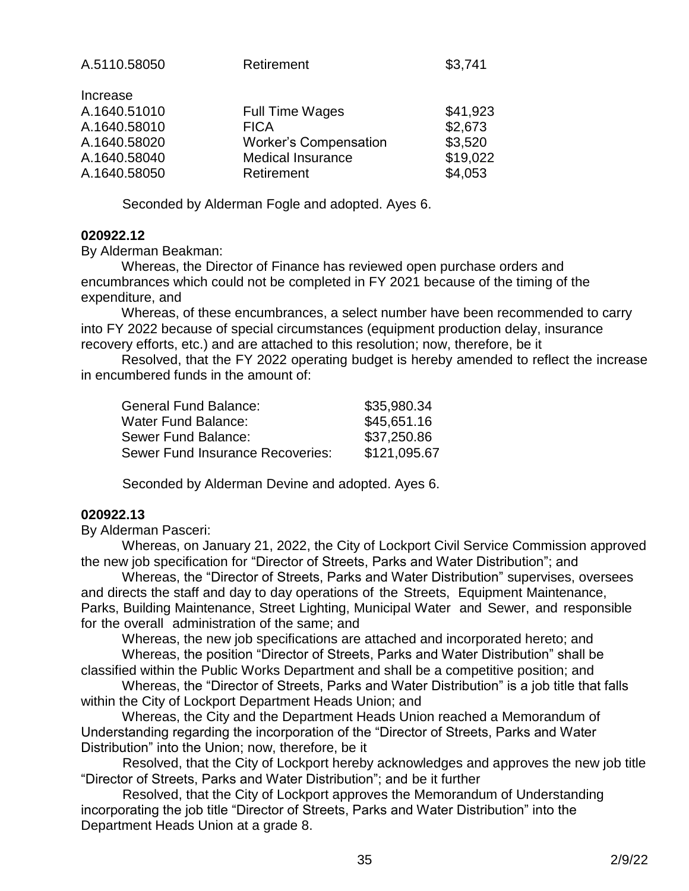| | | |
|---|---|---|
| A.5110.58050 | Retirement | $3,741 |

Increase

| | | |
|---|---|---|
| A.1640.51010 | Full Time Wages | $41,923 |
| A.1640.58010 | FICA | $2,673 |
| A.1640.58020 | Worker's Compensation | $3,520 |
| A.1640.58040 | Medical Insurance | $19,022 |
| A.1640.58050 | Retirement | $4,053 |

Seconded by Alderman Fogle and adopted. Ayes 6.

**020922.12**

By Alderman Beakman:

Whereas, the Director of Finance has reviewed open purchase orders and encumbrances which could not be completed in FY 2021 because of the timing of the expenditure, and

Whereas, of these encumbrances, a select number have been recommended to carry into FY 2022 because of special circumstances (equipment production delay, insurance recovery efforts, etc.) and are attached to this resolution; now, therefore, be it

Resolved, that the FY 2022 operating budget is hereby amended to reflect the increase in encumbered funds in the amount of:

| | |
|---|---|
| General Fund Balance: | $35,980.34 |
| Water Fund Balance: | $45,651.16 |
| Sewer Fund Balance: | $37,250.86 |
| Sewer Fund Insurance Recoveries: | $121,095.67 |

Seconded by Alderman Devine and adopted. Ayes 6.

**020922.13**

By Alderman Pasceri:

Whereas, on January 21, 2022, the City of Lockport Civil Service Commission approved the new job specification for "Director of Streets, Parks and Water Distribution"; and

Whereas, the "Director of Streets, Parks and Water Distribution" supervises, oversees and directs the staff and day to day operations of the Streets, Equipment Maintenance, Parks, Building Maintenance, Street Lighting, Municipal Water and Sewer, and responsible for the overall administration of the same; and

Whereas, the new job specifications are attached and incorporated hereto; and

Whereas, the position "Director of Streets, Parks and Water Distribution" shall be classified within the Public Works Department and shall be a competitive position; and

Whereas, the "Director of Streets, Parks and Water Distribution" is a job title that falls within the City of Lockport Department Heads Union; and

Whereas, the City and the Department Heads Union reached a Memorandum of Understanding regarding the incorporation of the "Director of Streets, Parks and Water Distribution" into the Union; now, therefore, be it

Resolved, that the City of Lockport hereby acknowledges and approves the new job title "Director of Streets, Parks and Water Distribution"; and be it further

Resolved, that the City of Lockport approves the Memorandum of Understanding incorporating the job title "Director of Streets, Parks and Water Distribution" into the Department Heads Union at a grade 8.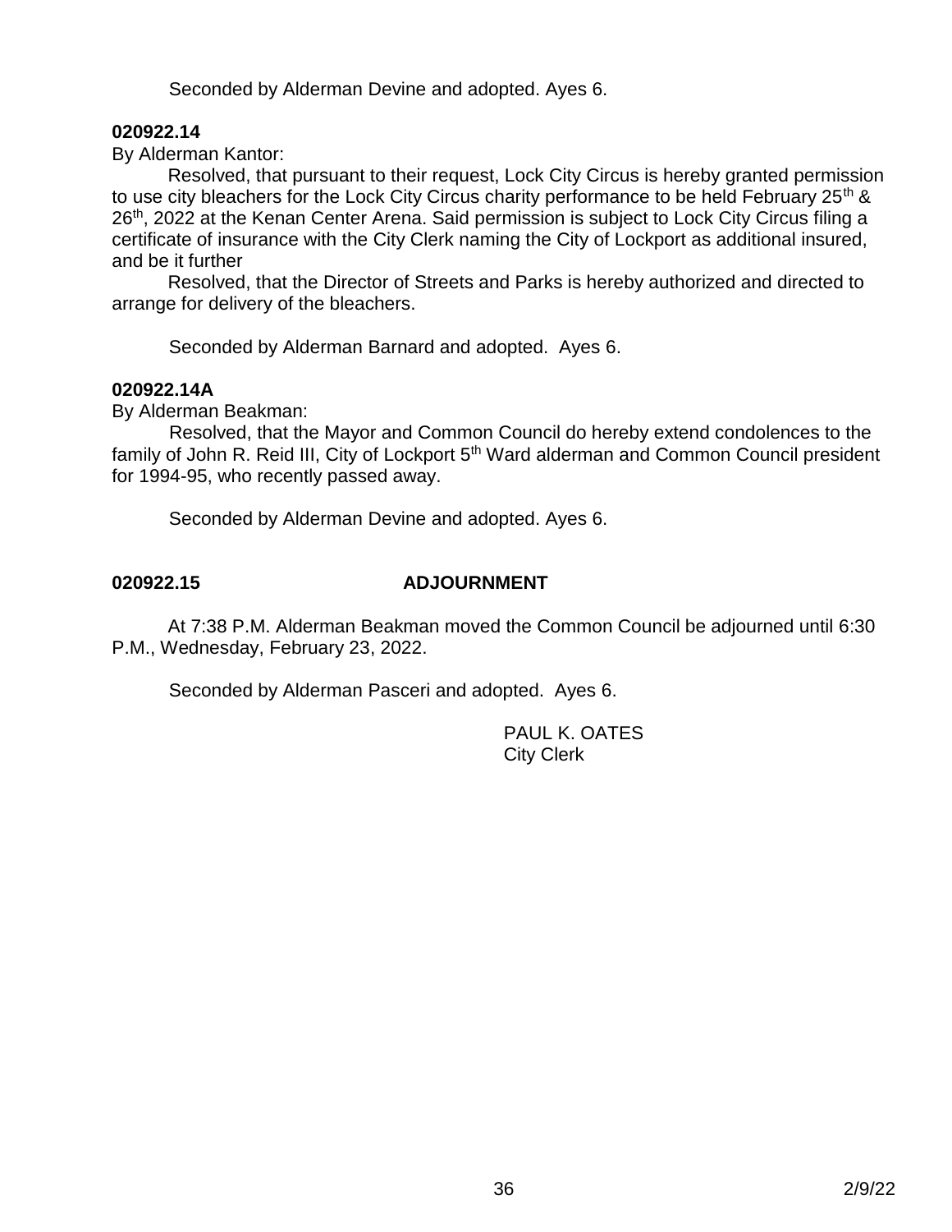Seconded by Alderman Devine and adopted. Ayes 6.

**020922.14**

By Alderman Kantor:

Resolved, that pursuant to their request, Lock City Circus is hereby granted permission to use city bleachers for the Lock City Circus charity performance to be held February 25th & 26th, 2022 at the Kenan Center Arena. Said permission is subject to Lock City Circus filing a certificate of insurance with the City Clerk naming the City of Lockport as additional insured, and be it further

Resolved, that the Director of Streets and Parks is hereby authorized and directed to arrange for delivery of the bleachers.

Seconded by Alderman Barnard and adopted. Ayes 6.

**020922.14A**

By Alderman Beakman:

Resolved, that the Mayor and Common Council do hereby extend condolences to the family of John R. Reid III, City of Lockport 5th Ward alderman and Common Council president for 1994-95, who recently passed away.

Seconded by Alderman Devine and adopted. Ayes 6.

**020922.15 ADJOURNMENT**

At 7:38 P.M. Alderman Beakman moved the Common Council be adjourned until 6:30 P.M., Wednesday, February 23, 2022.

Seconded by Alderman Pasceri and adopted. Ayes 6.

PAUL K. OATES
City Clerk